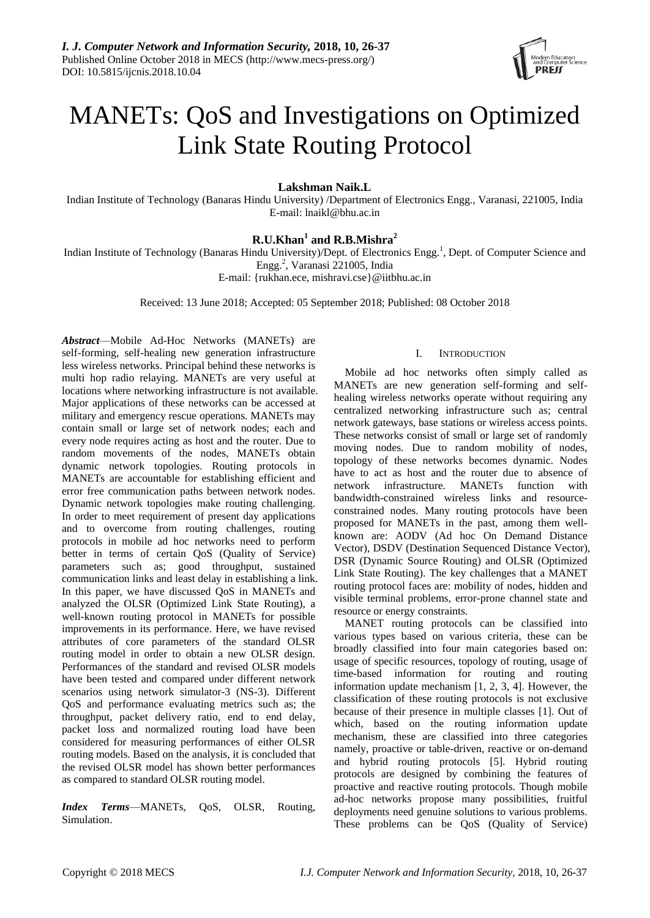# MANETs: QoS and Investigations on Optimized Link State Routing Protocol

**Lakshman Naik.L**

Indian Institute of Technology (Banaras Hindu University) /Department of Electronics Engg., Varanasi, 221005, India
E-mail: lnaikl@bhu.ac.in

**R.U.Khan[1] and R.B.Mishra[2]**

Indian Institute of Technology (Banaras Hindu University)/Dept. of Electronics Engg.[1], Dept. of Computer Science and Engg.[2], Varanasi 221005, India
E-mail: {rukhan.ece, mishravi.cse}@iitbhu.ac.in

Received: 13 June 2018; Accepted: 05 September 2018; Published: 08 October 2018

***Abstract***—Mobile Ad-Hoc Networks (MANETs) are self-forming, self-healing new generation infrastructure less wireless networks. Principal behind these networks is multi hop radio relaying. MANETs are very useful at locations where networking infrastructure is not available. Major applications of these networks can be accessed at military and emergency rescue operations. MANETs may contain small or large set of network nodes; each and every node requires acting as host and the router. Due to random movements of the nodes, MANETs obtain dynamic network topologies. Routing protocols in MANETs are accountable for establishing efficient and error free communication paths between network nodes. Dynamic network topologies make routing challenging. In order to meet requirement of present day applications and to overcome from routing challenges, routing protocols in mobile ad hoc networks need to perform better in terms of certain QoS (Quality of Service) parameters such as; good throughput, sustained communication links and least delay in establishing a link. In this paper, we have discussed QoS in MANETs and analyzed the OLSR (Optimized Link State Routing), a well-known routing protocol in MANETs for possible improvements in its performance. Here, we have revised attributes of core parameters of the standard OLSR routing model in order to obtain a new OLSR design. Performances of the standard and revised OLSR models have been tested and compared under different network scenarios using network simulator-3 (NS-3). Different QoS and performance evaluating metrics such as; the throughput, packet delivery ratio, end to end delay, packet loss and normalized routing load have been considered for measuring performances of either OLSR routing models. Based on the analysis, it is concluded that the revised OLSR model has shown better performances as compared to standard OLSR routing model.

***Index Terms***—MANETs, QoS, OLSR, Routing, Simulation.

## I. INTRODUCTION

Mobile ad hoc networks often simply called as MANETs are new generation self-forming and self-healing wireless networks operate without requiring any centralized networking infrastructure such as; central network gateways, base stations or wireless access points. These networks consist of small or large set of randomly moving nodes. Due to random mobility of nodes, topology of these networks becomes dynamic. Nodes have to act as host and the router due to absence of network infrastructure. MANETs function with bandwidth-constrained wireless links and resource-constrained nodes. Many routing protocols have been proposed for MANETs in the past, among them well-known are: AODV (Ad hoc On Demand Distance Vector), DSDV (Destination Sequenced Distance Vector), DSR (Dynamic Source Routing) and OLSR (Optimized Link State Routing). The key challenges that a MANET routing protocol faces are: mobility of nodes, hidden and visible terminal problems, error-prone channel state and resource or energy constraints.

MANET routing protocols can be classified into various types based on various criteria, these can be broadly classified into four main categories based on: usage of specific resources, topology of routing, usage of time-based information for routing and routing information update mechanism [1, 2, 3, 4]. However, the classification of these routing protocols is not exclusive because of their presence in multiple classes [1]. Out of which, based on the routing information update mechanism, these are classified into three categories namely, proactive or table-driven, reactive or on-demand and hybrid routing protocols [5]. Hybrid routing protocols are designed by combining the features of proactive and reactive routing protocols. Though mobile ad-hoc networks propose many possibilities, fruitful deployments need genuine solutions to various problems. These problems can be QoS (Quality of Service)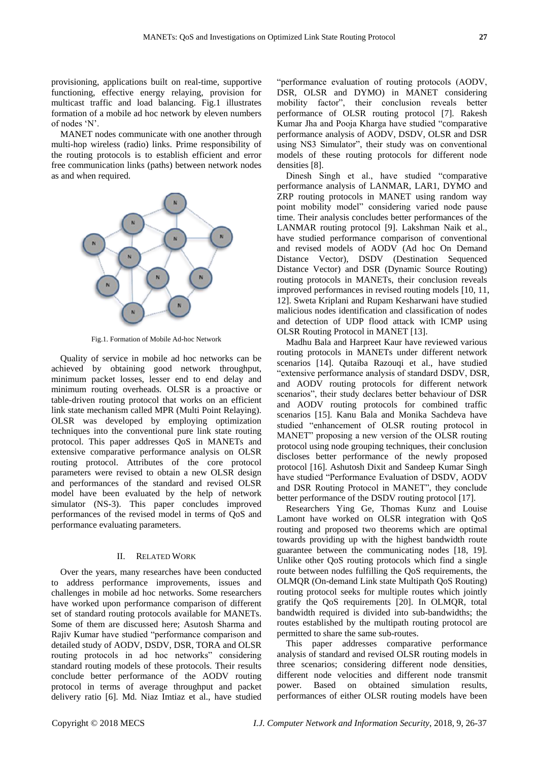provisioning, applications built on real-time, supportive functioning, effective energy relaying, provision for multicast traffic and load balancing. Fig.1 illustrates formation of a mobile ad hoc network by eleven numbers of nodes 'N'.

MANET nodes communicate with one another through multi-hop wireless (radio) links. Prime responsibility of the routing protocols is to establish efficient and error free communication links (paths) between network nodes as and when required.

Fig.1. Formation of Mobile Ad-hoc Network

Quality of service in mobile ad hoc networks can be achieved by obtaining good network throughput, minimum packet losses, lesser end to end delay and minimum routing overheads. OLSR is a proactive or table-driven routing protocol that works on an efficient link state mechanism called MPR (Multi Point Relaying). OLSR was developed by employing optimization techniques into the conventional pure link state routing protocol. This paper addresses QoS in MANETs and extensive comparative performance analysis on OLSR routing protocol. Attributes of the core protocol parameters were revised to obtain a new OLSR design and performances of the standard and revised OLSR model have been evaluated by the help of network simulator (NS-3). This paper concludes improved performances of the revised model in terms of QoS and performance evaluating parameters.

## II. Related Work

Over the years, many researches have been conducted to address performance improvements, issues and challenges in mobile ad hoc networks. Some researchers have worked upon performance comparison of different set of standard routing protocols available for MANETs. Some of them are discussed here; Asutosh Sharma and Rajiv Kumar have studied "performance comparison and detailed study of AODV, DSDV, DSR, TORA and OLSR routing protocols in ad hoc networks" considering standard routing models of these protocols. Their results conclude better performance of the AODV routing protocol in terms of average throughput and packet delivery ratio [6]. Md. Niaz Imtiaz et al., have studied "performance evaluation of routing protocols (AODV, DSR, OLSR and DYMO) in MANET considering mobility factor", their conclusion reveals better performance of OLSR routing protocol [7]. Rakesh Kumar Jha and Pooja Kharga have studied "comparative performance analysis of AODV, DSDV, OLSR and DSR using NS3 Simulator", their study was on conventional models of these routing protocols for different node densities [8].

Dinesh Singh et al., have studied "comparative performance analysis of LANMAR, LAR1, DYMO and ZRP routing protocols in MANET using random way point mobility model" considering varied node pause time. Their analysis concludes better performances of the LANMAR routing protocol [9]. Lakshman Naik et al., have studied performance comparison of conventional and revised models of AODV (Ad hoc On Demand Distance Vector), DSDV (Destination Sequenced Distance Vector) and DSR (Dynamic Source Routing) routing protocols in MANETs, their conclusion reveals improved performances in revised routing models [10, 11, 12]. Sweta Kriplani and Rupam Kesharwani have studied malicious nodes identification and classification of nodes and detection of UDP flood attack with ICMP using OLSR Routing Protocol in MANET [13].

Madhu Bala and Harpreet Kaur have reviewed various routing protocols in MANETs under different network scenarios [14]. Qutaiba Razouqi et al., have studied "extensive performance analysis of standard DSDV, DSR, and AODV routing protocols for different network scenarios", their study declares better behaviour of DSR and AODV routing protocols for combined traffic scenarios [15]. Kanu Bala and Monika Sachdeva have studied "enhancement of OLSR routing protocol in MANET" proposing a new version of the OLSR routing protocol using node grouping techniques, their conclusion discloses better performance of the newly proposed protocol [16]. Ashutosh Dixit and Sandeep Kumar Singh have studied "Performance Evaluation of DSDV, AODV and DSR Routing Protocol in MANET", they conclude better performance of the DSDV routing protocol [17].

Researchers Ying Ge, Thomas Kunz and Louise Lamont have worked on OLSR integration with QoS routing and proposed two theorems which are optimal towards providing up with the highest bandwidth route guarantee between the communicating nodes [18, 19]. Unlike other QoS routing protocols which find a single route between nodes fulfilling the QoS requirements, the OLMQR (On-demand Link state Multipath QoS Routing) routing protocol seeks for multiple routes which jointly gratify the QoS requirements [20]. In OLMQR, total bandwidth required is divided into sub-bandwidths; the routes established by the multipath routing protocol are permitted to share the same sub-routes.

This paper addresses comparative performance analysis of standard and revised OLSR routing models in three scenarios; considering different node densities, different node velocities and different node transmit power. Based on obtained simulation results, performances of either OLSR routing models have been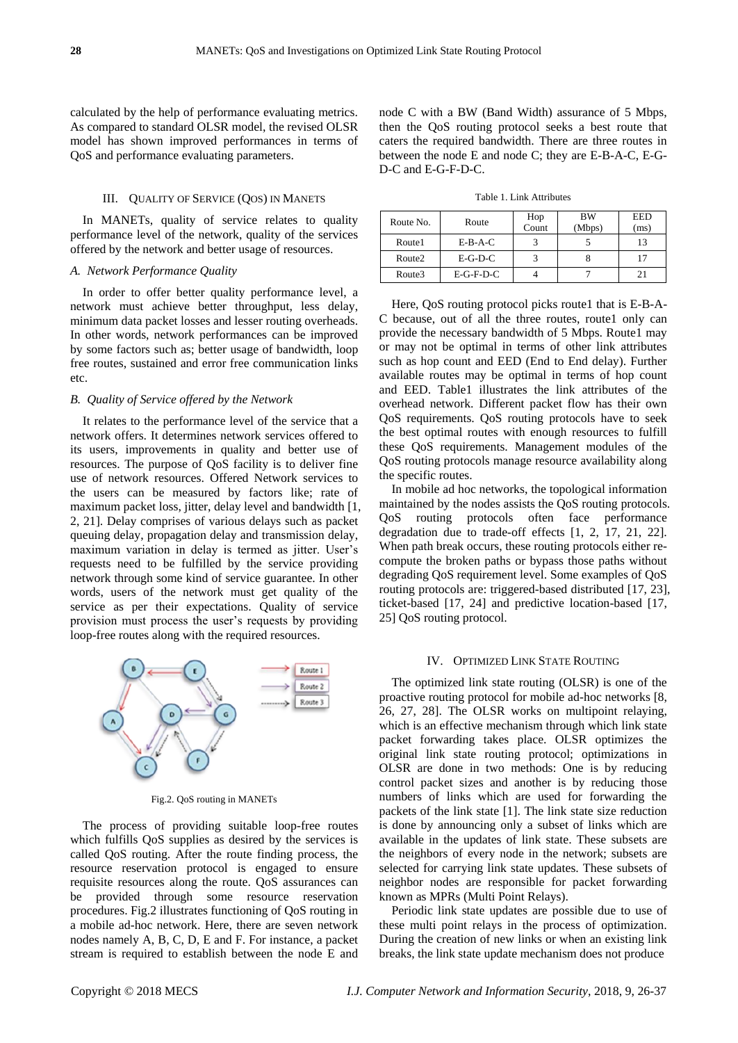calculated by the help of performance evaluating metrics. As compared to standard OLSR model, the revised OLSR model has shown improved performances in terms of QoS and performance evaluating parameters.

## III. Quality of Service (QoS) in MANETs

In MANETs, quality of service relates to quality performance level of the network, quality of the services offered by the network and better usage of resources.

### *A. Network Performance Quality*

In order to offer better quality performance level, a network must achieve better throughput, less delay, minimum data packet losses and lesser routing overheads. In other words, network performances can be improved by some factors such as; better usage of bandwidth, loop free routes, sustained and error free communication links etc.

### *B. Quality of Service offered by the Network*

It relates to the performance level of the service that a network offers. It determines network services offered to its users, improvements in quality and better use of resources. The purpose of QoS facility is to deliver fine use of network resources. Offered Network services to the users can be measured by factors like; rate of maximum packet loss, jitter, delay level and bandwidth [1, 2, 21]. Delay comprises of various delays such as packet queuing delay, propagation delay and transmission delay, maximum variation in delay is termed as jitter. User's requests need to be fulfilled by the service providing network through some kind of service guarantee. In other words, users of the network must get quality of the service as per their expectations. Quality of service provision must process the user's requests by providing loop-free routes along with the required resources.

Fig.2. QoS routing in MANETs

The process of providing suitable loop-free routes which fulfills QoS supplies as desired by the services is called QoS routing. After the route finding process, the resource reservation protocol is engaged to ensure requisite resources along the route. QoS assurances can be provided through some resource reservation procedures. Fig.2 illustrates functioning of QoS routing in a mobile ad-hoc network. Here, there are seven network nodes namely A, B, C, D, E and F. For instance, a packet stream is required to establish between the node E and node C with a BW (Band Width) assurance of 5 Mbps, then the QoS routing protocol seeks a best route that caters the required bandwidth. There are three routes in between the node E and node C; they are E-B-A-C, E-G-D-C and E-G-F-D-C.

Table 1. Link Attributes

| Route No. | Route | Hop Count | BW (Mbps) | EED (ms) |
|---|---|---|---|---|
| Route1 | E-B-A-C | 3 | 5 | 13 |
| Route2 | E-G-D-C | 3 | 8 | 17 |
| Route3 | E-G-F-D-C | 4 | 7 | 21 |

Here, QoS routing protocol picks route1 that is E-B-A-C because, out of all the three routes, route1 only can provide the necessary bandwidth of 5 Mbps. Route1 may or may not be optimal in terms of other link attributes such as hop count and EED (End to End delay). Further available routes may be optimal in terms of hop count and EED. Table1 illustrates the link attributes of the overhead network. Different packet flow has their own QoS requirements. QoS routing protocols have to seek the best optimal routes with enough resources to fulfill these QoS requirements. Management modules of the QoS routing protocols manage resource availability along the specific routes.

In mobile ad hoc networks, the topological information maintained by the nodes assists the QoS routing protocols. QoS routing protocols often face performance degradation due to trade-off effects [1, 2, 17, 21, 22]. When path break occurs, these routing protocols either re-compute the broken paths or bypass those paths without degrading QoS requirement level. Some examples of QoS routing protocols are: triggered-based distributed [17, 23], ticket-based [17, 24] and predictive location-based [17, 25] QoS routing protocol.

## IV. Optimized Link State Routing

The optimized link state routing (OLSR) is one of the proactive routing protocol for mobile ad-hoc networks [8, 26, 27, 28]. The OLSR works on multipoint relaying, which is an effective mechanism through which link state packet forwarding takes place. OLSR optimizes the original link state routing protocol; optimizations in OLSR are done in two methods: One is by reducing control packet sizes and another is by reducing those numbers of links which are used for forwarding the packets of the link state [1]. The link state size reduction is done by announcing only a subset of links which are available in the updates of link state. These subsets are the neighbors of every node in the network; subsets are selected for carrying link state updates. These subsets of neighbor nodes are responsible for packet forwarding known as MPRs (Multi Point Relays).

Periodic link state updates are possible due to use of these multi point relays in the process of optimization. During the creation of new links or when an existing link breaks, the link state update mechanism does not produce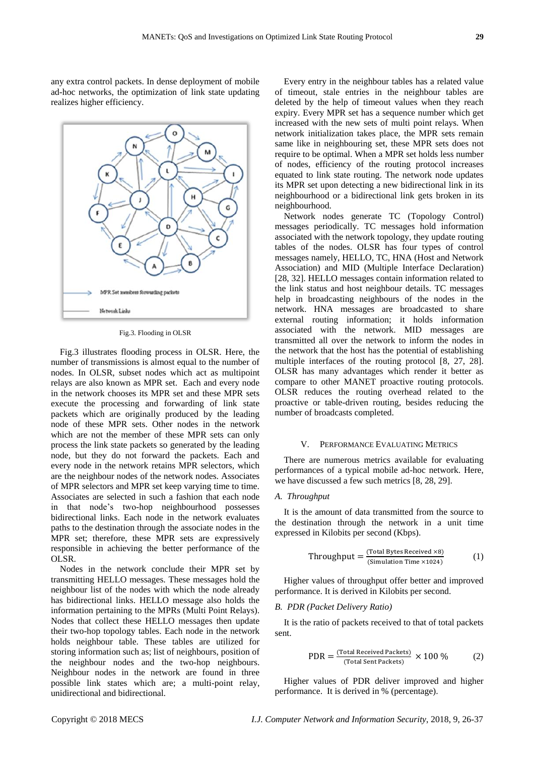any extra control packets. In dense deployment of mobile ad-hoc networks, the optimization of link state updating realizes higher efficiency.

Fig.3. Flooding in OLSR

Fig.3 illustrates flooding process in OLSR. Here, the number of transmissions is almost equal to the number of nodes. In OLSR, subset nodes which act as multipoint relays are also known as MPR set. Each and every node in the network chooses its MPR set and these MPR sets execute the processing and forwarding of link state packets which are originally produced by the leading node of these MPR sets. Other nodes in the network which are not the member of these MPR sets can only process the link state packets so generated by the leading node, but they do not forward the packets. Each and every node in the network retains MPR selectors, which are the neighbour nodes of the network nodes. Associates of MPR selectors and MPR set keep varying time to time. Associates are selected in such a fashion that each node in that node's two-hop neighbourhood possesses bidirectional links. Each node in the network evaluates paths to the destination through the associate nodes in the MPR set; therefore, these MPR sets are expressively responsible in achieving the better performance of the OLSR.

Nodes in the network conclude their MPR set by transmitting HELLO messages. These messages hold the neighbour list of the nodes with which the node already has bidirectional links. HELLO message also holds the information pertaining to the MPRs (Multi Point Relays). Nodes that collect these HELLO messages then update their two-hop topology tables. Each node in the network holds neighbour table. These tables are utilized for storing information such as; list of neighbours, position of the neighbour nodes and the two-hop neighbours. Neighbour nodes in the network are found in three possible link states which are; a multi-point relay, unidirectional and bidirectional.

Every entry in the neighbour tables has a related value of timeout, stale entries in the neighbour tables are deleted by the help of timeout values when they reach expiry. Every MPR set has a sequence number which get increased with the new sets of multi point relays. When network initialization takes place, the MPR sets remain same like in neighbouring set, these MPR sets does not require to be optimal. When a MPR set holds less number of nodes, efficiency of the routing protocol increases equated to link state routing. The network node updates its MPR set upon detecting a new bidirectional link in its neighbourhood or a bidirectional link gets broken in its neighbourhood.

Network nodes generate TC (Topology Control) messages periodically. TC messages hold information associated with the network topology, they update routing tables of the nodes. OLSR has four types of control messages namely, HELLO, TC, HNA (Host and Network Association) and MID (Multiple Interface Declaration) [28, 32]. HELLO messages contain information related to the link status and host neighbour details. TC messages help in broadcasting neighbours of the nodes in the network. HNA messages are broadcasted to share external routing information; it holds information associated with the network. MID messages are transmitted all over the network to inform the nodes in the network that the host has the potential of establishing multiple interfaces of the routing protocol [8, 27, 28]. OLSR has many advantages which render it better as compare to other MANET proactive routing protocols. OLSR reduces the routing overhead related to the proactive or table-driven routing, besides reducing the number of broadcasts completed.

## V. Performance Evaluating Metrics

There are numerous metrics available for evaluating performances of a typical mobile ad-hoc network. Here, we have discussed a few such metrics [8, 28, 29].

### *A. Throughput*

It is the amount of data transmitted from the source to the destination through the network in a unit time expressed in Kilobits per second (Kbps).

$$\text{Throughput} = \frac{(\text{Total Bytes Received} \times 8)}{(\text{Simulation Time} \times 1024)} \quad (1)$$

Higher values of throughput offer better and improved performance. It is derived in Kilobits per second.

### *B. PDR (Packet Delivery Ratio)*

It is the ratio of packets received to that of total packets sent.

$$\text{PDR} = \frac{(\text{Total Received Packets})}{(\text{Total Sent Packets})} \times 100\ \% \quad (2)$$

Higher values of PDR deliver improved and higher performance. It is derived in % (percentage).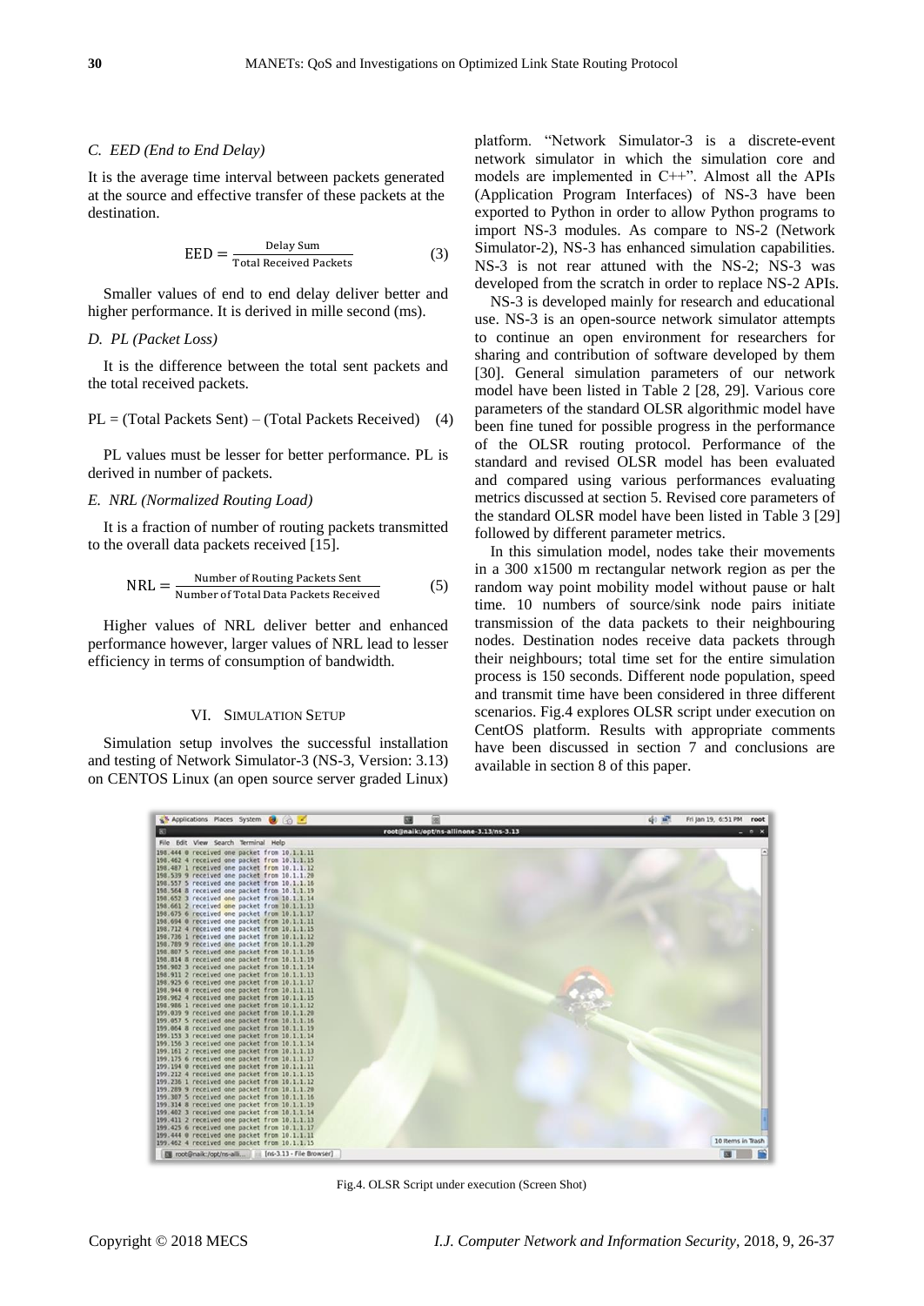### C. EED (End to End Delay)

It is the average time interval between packets generated at the source and effective transfer of these packets at the destination.

$$\text{EED} = \frac{\text{Delay Sum}}{\text{Total Received Packets}} \quad (3)$$

Smaller values of end to end delay deliver better and higher performance. It is derived in mille second (ms).

### D. PL (Packet Loss)

It is the difference between the total sent packets and the total received packets.

$$\text{PL} = (\text{Total Packets Sent}) - (\text{Total Packets Received}) \quad (4)$$

PL values must be lesser for better performance. PL is derived in number of packets.

### E. NRL (Normalized Routing Load)

It is a fraction of number of routing packets transmitted to the overall data packets received [15].

$$\text{NRL} = \frac{\text{Number of Routing Packets Sent}}{\text{Number of Total Data Packets Received}} \quad (5)$$

Higher values of NRL deliver better and enhanced performance however, larger values of NRL lead to lesser efficiency in terms of consumption of bandwidth.

## VI. Simulation Setup

Simulation setup involves the successful installation and testing of Network Simulator-3 (NS-3, Version: 3.13) on CENTOS Linux (an open source server graded Linux) platform. "Network Simulator-3 is a discrete-event network simulator in which the simulation core and models are implemented in C++". Almost all the APIs (Application Program Interfaces) of NS-3 have been exported to Python in order to allow Python programs to import NS-3 modules. As compare to NS-2 (Network Simulator-2), NS-3 has enhanced simulation capabilities. NS-3 is not rear attuned with the NS-2; NS-3 was developed from the scratch in order to replace NS-2 APIs.

NS-3 is developed mainly for research and educational use. NS-3 is an open-source network simulator attempts to continue an open environment for researchers for sharing and contribution of software developed by them [30]. General simulation parameters of our network model have been listed in Table 2 [28, 29]. Various core parameters of the standard OLSR algorithmic model have been fine tuned for possible progress in the performance of the OLSR routing protocol. Performance of the standard and revised OLSR model has been evaluated and compared using various performances evaluating metrics discussed at section 5. Revised core parameters of the standard OLSR model have been listed in Table 3 [29] followed by different parameter metrics.

In this simulation model, nodes take their movements in a 300 x1500 m rectangular network region as per the random way point mobility model without pause or halt time. 10 numbers of source/sink node pairs initiate transmission of the data packets to their neighbouring nodes. Destination nodes receive data packets through their neighbours; total time set for the entire simulation process is 150 seconds. Different node population, speed and transmit time have been considered in three different scenarios. Fig.4 explores OLSR script under execution on CentOS platform. Results with appropriate comments have been discussed in section 7 and conclusions are available in section 8 of this paper.

Fig.4. OLSR Script under execution (Screen Shot)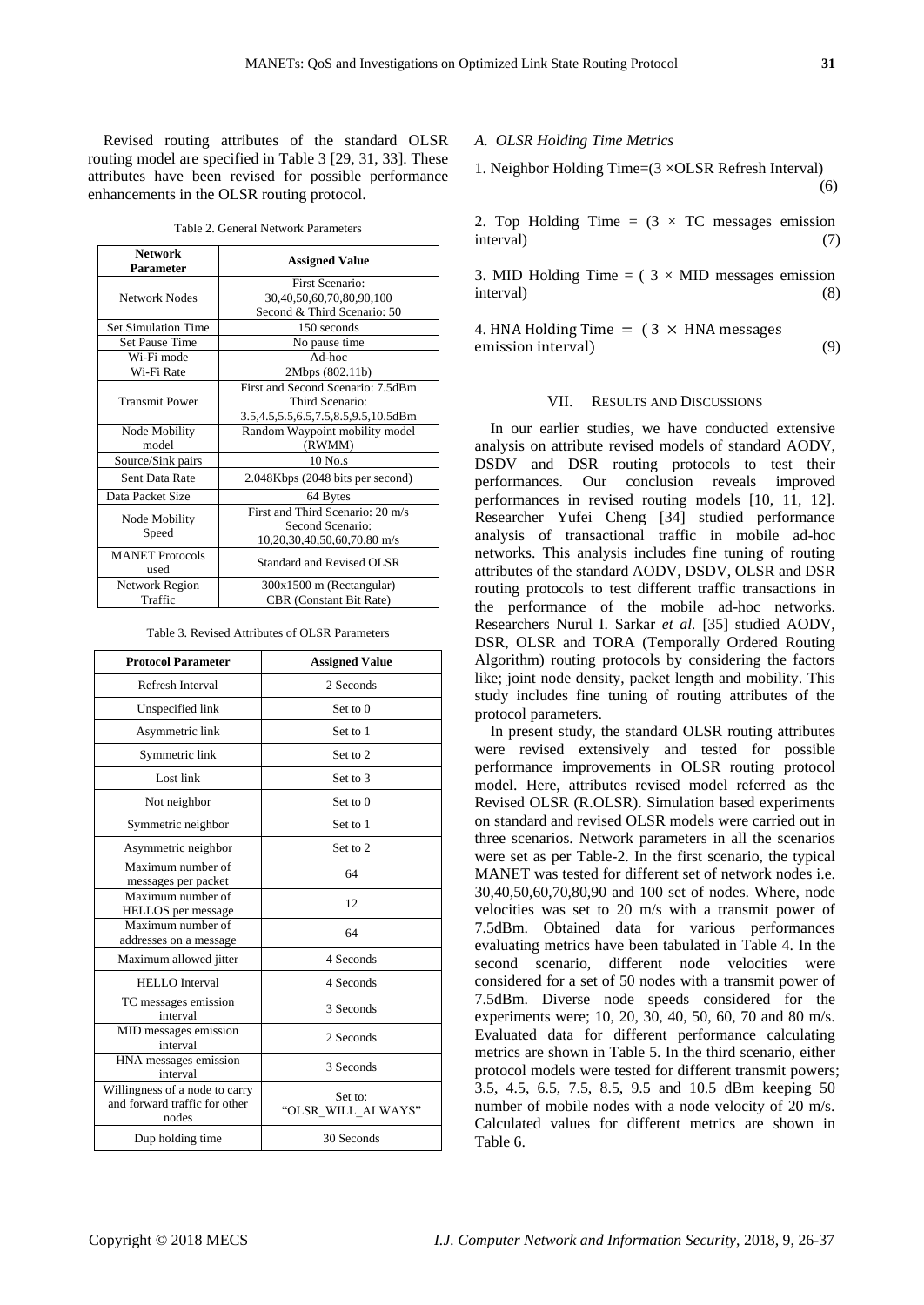Revised routing attributes of the standard OLSR routing model are specified in Table 3 [29, 31, 33]. These attributes have been revised for possible performance enhancements in the OLSR routing protocol.

Table 2. General Network Parameters

| Network Parameter | Assigned Value |
|---|---|
| Network Nodes | First Scenario: 30,40,50,60,70,80,90,100 Second & Third Scenario: 50 |
| Set Simulation Time | 150 seconds |
| Set Pause Time | No pause time |
| Wi-Fi mode | Ad-hoc |
| Wi-Fi Rate | 2Mbps (802.11b) |
| Transmit Power | First and Second Scenario: 7.5dBm Third Scenario: 3.5,4.5,5.5,6.5,7.5,8.5,9.5,10.5dBm |
| Node Mobility model | Random Waypoint mobility model (RWMM) |
| Source/Sink pairs | 10 No.s |
| Sent Data Rate | 2.048Kbps (2048 bits per second) |
| Data Packet Size | 64 Bytes |
| Node Mobility Speed | First and Third Scenario: 20 m/s Second Scenario: 10,20,30,40,50,60,70,80 m/s |
| MANET Protocols used | Standard and Revised OLSR |
| Network Region | 300x1500 m (Rectangular) |
| Traffic | CBR (Constant Bit Rate) |

Table 3. Revised Attributes of OLSR Parameters

| Protocol Parameter | Assigned Value |
|---|---|
| Refresh Interval | 2 Seconds |
| Unspecified link | Set to 0 |
| Asymmetric link | Set to 1 |
| Symmetric link | Set to 2 |
| Lost link | Set to 3 |
| Not neighbor | Set to 0 |
| Symmetric neighbor | Set to 1 |
| Asymmetric neighbor | Set to 2 |
| Maximum number of messages per packet | 64 |
| Maximum number of HELLOS per message | 12 |
| Maximum number of addresses on a message | 64 |
| Maximum allowed jitter | 4 Seconds |
| HELLO Interval | 4 Seconds |
| TC messages emission interval | 3 Seconds |
| MID messages emission interval | 2 Seconds |
| HNA messages emission interval | 3 Seconds |
| Willingness of a node to carry and forward traffic for other nodes | Set to: "OLSR_WILL_ALWAYS" |
| Dup holding time | 30 Seconds |

### *A. OLSR Holding Time Metrics*

1. Neighbor Holding Time=(3 ×OLSR Refresh Interval) (6)

2. Top Holding Time = (3 × TC messages emission interval) (7)

3. MID Holding Time = ( 3 × MID messages emission interval) (8)

4. HNA Holding Time = ( 3 × HNA messages emission interval) (9)

## VII. Results and Discussions

In our earlier studies, we have conducted extensive analysis on attribute revised models of standard AODV, DSDV and DSR routing protocols to test their performances. Our conclusion reveals improved performances in revised routing models [10, 11, 12]. Researcher Yufei Cheng [34] studied performance analysis of transactional traffic in mobile ad-hoc networks. This analysis includes fine tuning of routing attributes of the standard AODV, DSDV, OLSR and DSR routing protocols to test different traffic transactions in the performance of the mobile ad-hoc networks. Researchers Nurul I. Sarkar *et al.* [35] studied AODV, DSR, OLSR and TORA (Temporally Ordered Routing Algorithm) routing protocols by considering the factors like; joint node density, packet length and mobility. This study includes fine tuning of routing attributes of the protocol parameters.

In present study, the standard OLSR routing attributes were revised extensively and tested for possible performance improvements in OLSR routing protocol model. Here, attributes revised model referred as the Revised OLSR (R.OLSR). Simulation based experiments on standard and revised OLSR models were carried out in three scenarios. Network parameters in all the scenarios were set as per Table-2. In the first scenario, the typical MANET was tested for different set of network nodes i.e. 30,40,50,60,70,80,90 and 100 set of nodes. Where, node velocities was set to 20 m/s with a transmit power of 7.5dBm. Obtained data for various performances evaluating metrics have been tabulated in Table 4. In the second scenario, different node velocities were considered for a set of 50 nodes with a transmit power of 7.5dBm. Diverse node speeds considered for the experiments were; 10, 20, 30, 40, 50, 60, 70 and 80 m/s. Evaluated data for different performance calculating metrics are shown in Table 5. In the third scenario, either protocol models were tested for different transmit powers; 3.5, 4.5, 6.5, 7.5, 8.5, 9.5 and 10.5 dBm keeping 50 number of mobile nodes with a node velocity of 20 m/s. Calculated values for different metrics are shown in Table 6.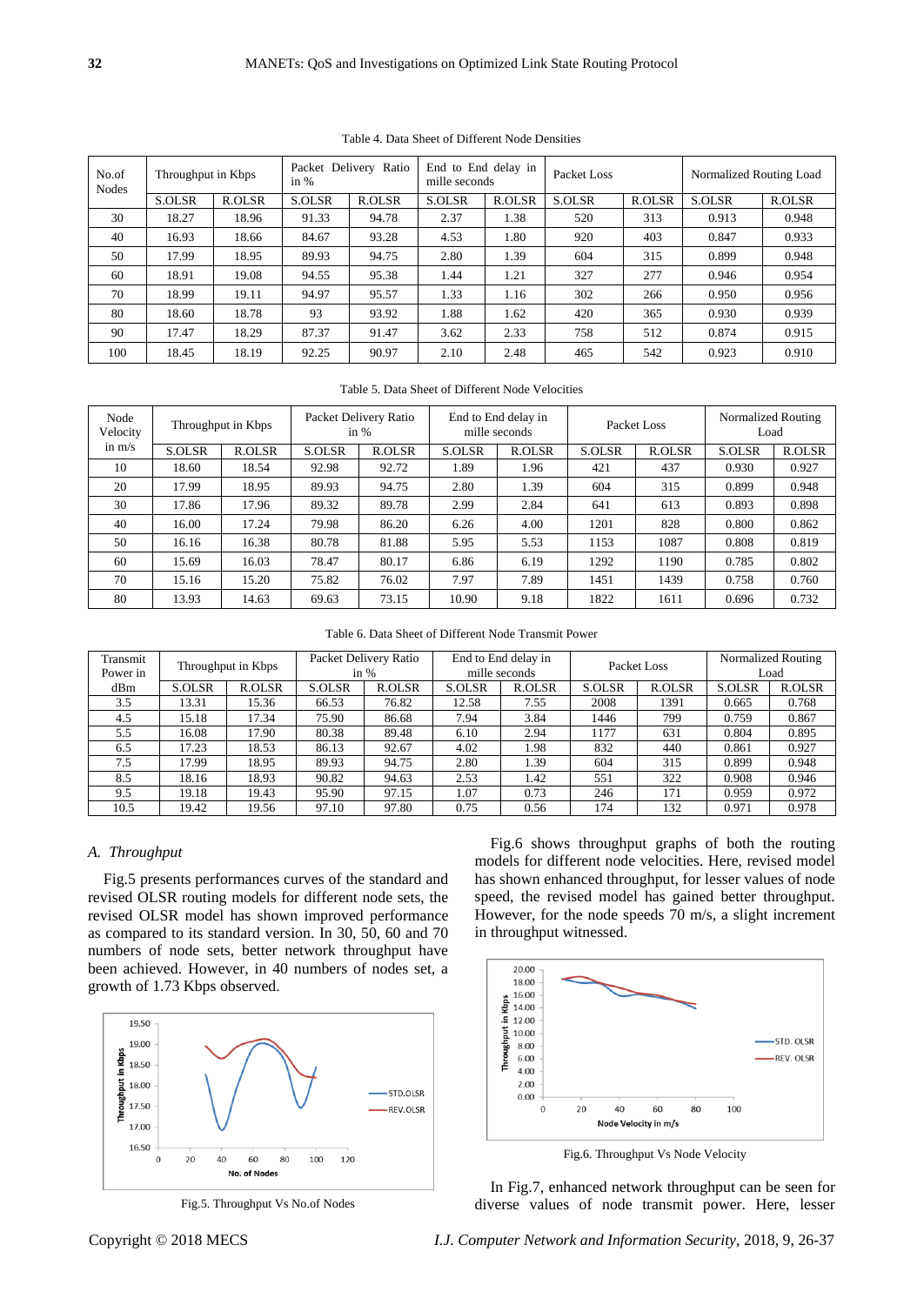Table 4. Data Sheet of Different Node Densities

| No.of Nodes | Throughput in Kbps | | Packet Delivery Ratio in % | | End to End delay in mille seconds | | Packet Loss | | Normalized Routing Load | |
|---|---|---|---|---|---|---|---|---|---|---|
| | S.OLSR | R.OLSR | S.OLSR | R.OLSR | S.OLSR | R.OLSR | S.OLSR | R.OLSR | S.OLSR | R.OLSR |
| 30 | 18.27 | 18.96 | 91.33 | 94.78 | 2.37 | 1.38 | 520 | 313 | 0.913 | 0.948 |
| 40 | 16.93 | 18.66 | 84.67 | 93.28 | 4.53 | 1.80 | 920 | 403 | 0.847 | 0.933 |
| 50 | 17.99 | 18.95 | 89.93 | 94.75 | 2.80 | 1.39 | 604 | 315 | 0.899 | 0.948 |
| 60 | 18.91 | 19.08 | 94.55 | 95.38 | 1.44 | 1.21 | 327 | 277 | 0.946 | 0.954 |
| 70 | 18.99 | 19.11 | 94.97 | 95.57 | 1.33 | 1.16 | 302 | 266 | 0.950 | 0.956 |
| 80 | 18.60 | 18.78 | 93 | 93.92 | 1.88 | 1.62 | 420 | 365 | 0.930 | 0.939 |
| 90 | 17.47 | 18.29 | 87.37 | 91.47 | 3.62 | 2.33 | 758 | 512 | 0.874 | 0.915 |
| 100 | 18.45 | 18.19 | 92.25 | 90.97 | 2.10 | 2.48 | 465 | 542 | 0.923 | 0.910 |

Table 5. Data Sheet of Different Node Velocities

| Node Velocity in m/s | Throughput in Kbps | | Packet Delivery Ratio in % | | End to End delay in mille seconds | | Packet Loss | | Normalized Routing Load | |
|---|---|---|---|---|---|---|---|---|---|---|
| | S.OLSR | R.OLSR | S.OLSR | R.OLSR | S.OLSR | R.OLSR | S.OLSR | R.OLSR | S.OLSR | R.OLSR |
| 10 | 18.60 | 18.54 | 92.98 | 92.72 | 1.89 | 1.96 | 421 | 437 | 0.930 | 0.927 |
| 20 | 17.99 | 18.95 | 89.93 | 94.75 | 2.80 | 1.39 | 604 | 315 | 0.899 | 0.948 |
| 30 | 17.86 | 17.96 | 89.32 | 89.78 | 2.99 | 2.84 | 641 | 613 | 0.893 | 0.898 |
| 40 | 16.00 | 17.24 | 79.98 | 86.20 | 6.26 | 4.00 | 1201 | 828 | 0.800 | 0.862 |
| 50 | 16.16 | 16.38 | 80.78 | 81.88 | 5.95 | 5.53 | 1153 | 1087 | 0.808 | 0.819 |
| 60 | 15.69 | 16.03 | 78.47 | 80.17 | 6.86 | 6.19 | 1292 | 1190 | 0.785 | 0.802 |
| 70 | 15.16 | 15.20 | 75.82 | 76.02 | 7.97 | 7.89 | 1451 | 1439 | 0.758 | 0.760 |
| 80 | 13.93 | 14.63 | 69.63 | 73.15 | 10.90 | 9.18 | 1822 | 1611 | 0.696 | 0.732 |

Table 6. Data Sheet of Different Node Transmit Power

| Transmit Power in dBm | Throughput in Kbps | | Packet Delivery Ratio in % | | End to End delay in mille seconds | | Packet Loss | | Normalized Routing Load | |
|---|---|---|---|---|---|---|---|---|---|---|
| | S.OLSR | R.OLSR | S.OLSR | R.OLSR | S.OLSR | R.OLSR | S.OLSR | R.OLSR | S.OLSR | R.OLSR |
| 3.5 | 13.31 | 15.36 | 66.53 | 76.82 | 12.58 | 7.55 | 2008 | 1391 | 0.665 | 0.768 |
| 4.5 | 15.18 | 17.34 | 75.90 | 86.68 | 7.94 | 3.84 | 1446 | 799 | 0.759 | 0.867 |
| 5.5 | 16.08 | 17.90 | 80.38 | 89.48 | 6.10 | 2.94 | 1177 | 631 | 0.804 | 0.895 |
| 6.5 | 17.23 | 18.53 | 86.13 | 92.67 | 4.02 | 1.98 | 832 | 440 | 0.861 | 0.927 |
| 7.5 | 17.99 | 18.95 | 89.93 | 94.75 | 2.80 | 1.39 | 604 | 315 | 0.899 | 0.948 |
| 8.5 | 18.16 | 18.93 | 90.82 | 94.63 | 2.53 | 1.42 | 551 | 322 | 0.908 | 0.946 |
| 9.5 | 19.18 | 19.43 | 95.90 | 97.15 | 1.07 | 0.73 | 246 | 171 | 0.959 | 0.972 |
| 10.5 | 19.42 | 19.56 | 97.10 | 97.80 | 0.75 | 0.56 | 174 | 132 | 0.971 | 0.978 |

### *A. Throughput*

Fig.5 presents performances curves of the standard and revised OLSR routing models for different node sets, the revised OLSR model has shown improved performance as compared to its standard version. In 30, 50, 60 and 70 numbers of node sets, better network throughput have been achieved. However, in 40 numbers of nodes set, a growth of 1.73 Kbps observed.

Fig.5. Throughput Vs No.of Nodes

Fig.6 shows throughput graphs of both the routing models for different node velocities. Here, revised model has shown enhanced throughput, for lesser values of node speed, the revised model has gained better throughput. However, for the node speeds 70 m/s, a slight increment in throughput witnessed.

Fig.6. Throughput Vs Node Velocity

In Fig.7, enhanced network throughput can be seen for diverse values of node transmit power. Here, lesser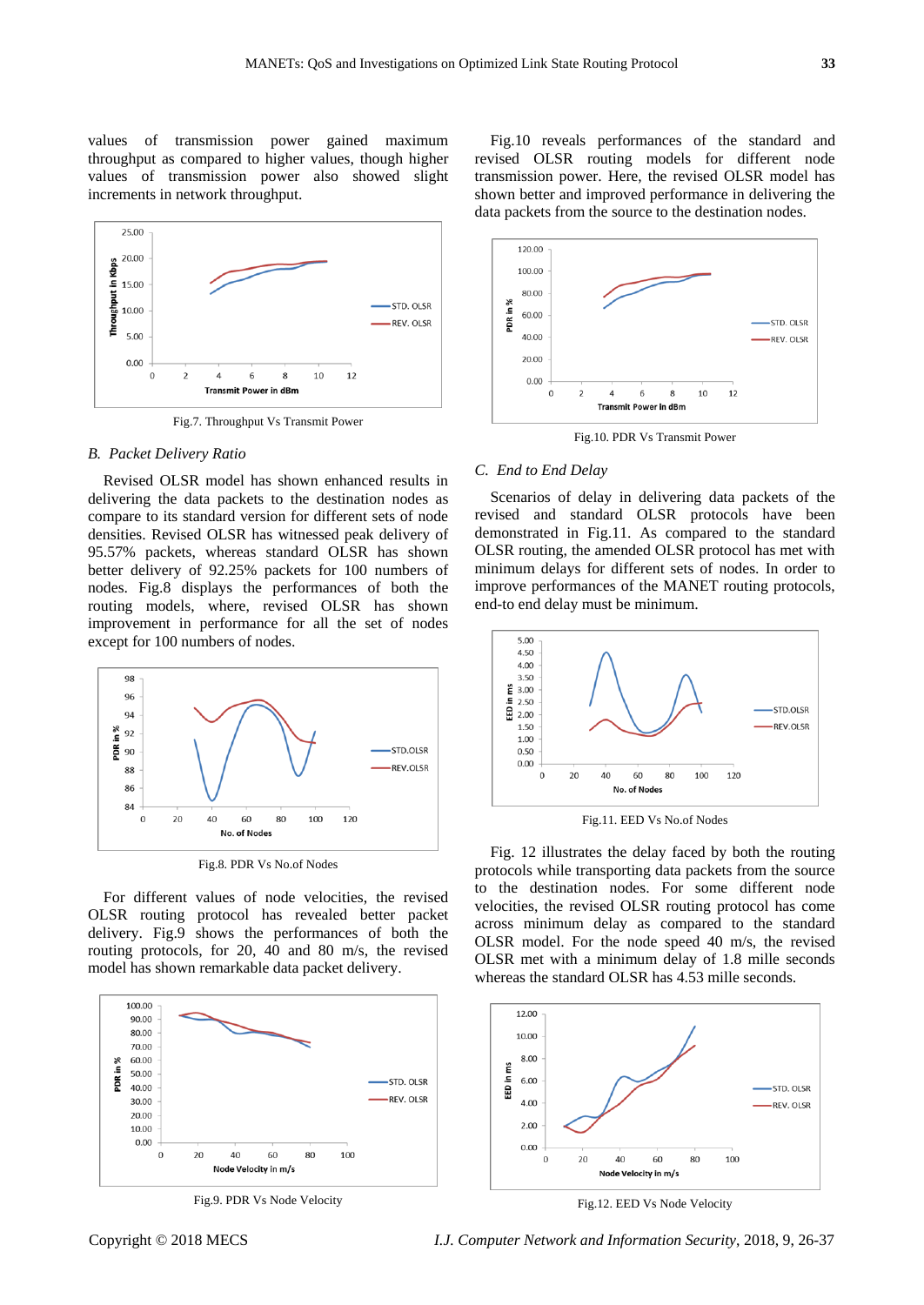values of transmission power gained maximum throughput as compared to higher values, though higher values of transmission power also showed slight increments in network throughput.

Fig.7. Throughput Vs Transmit Power

### B. Packet Delivery Ratio

Revised OLSR model has shown enhanced results in delivering the data packets to the destination nodes as compare to its standard version for different sets of node densities. Revised OLSR has witnessed peak delivery of 95.57% packets, whereas standard OLSR has shown better delivery of 92.25% packets for 100 numbers of nodes. Fig.8 displays the performances of both the routing models, where, revised OLSR has shown improvement in performance for all the set of nodes except for 100 numbers of nodes.

Fig.8. PDR Vs No.of Nodes

For different values of node velocities, the revised OLSR routing protocol has revealed better packet delivery. Fig.9 shows the performances of both the routing protocols, for 20, 40 and 80 m/s, the revised model has shown remarkable data packet delivery.

Fig.9. PDR Vs Node Velocity

Fig.10 reveals performances of the standard and revised OLSR routing models for different node transmission power. Here, the revised OLSR model has shown better and improved performance in delivering the data packets from the source to the destination nodes.

Fig.10. PDR Vs Transmit Power

### C. End to End Delay

Scenarios of delay in delivering data packets of the revised and standard OLSR protocols have been demonstrated in Fig.11. As compared to the standard OLSR routing, the amended OLSR protocol has met with minimum delays for different sets of nodes. In order to improve performances of the MANET routing protocols, end-to end delay must be minimum.

Fig.11. EED Vs No.of Nodes

Fig. 12 illustrates the delay faced by both the routing protocols while transporting data packets from the source to the destination nodes. For some different node velocities, the revised OLSR routing protocol has come across minimum delay as compared to the standard OLSR model. For the node speed 40 m/s, the revised OLSR met with a minimum delay of 1.8 mille seconds whereas the standard OLSR has 4.53 mille seconds.

Fig.12. EED Vs Node Velocity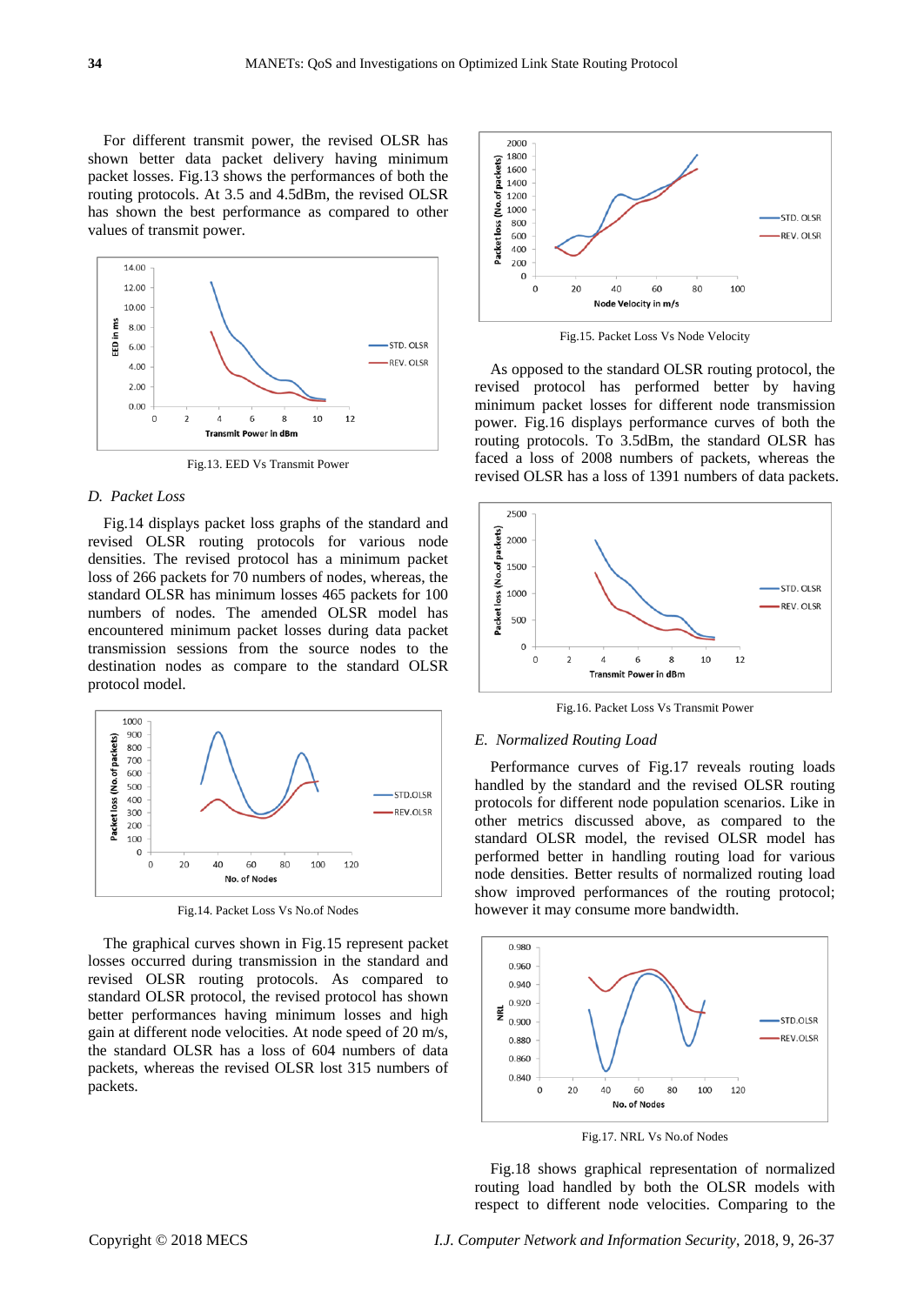For different transmit power, the revised OLSR has shown better data packet delivery having minimum packet losses. Fig.13 shows the performances of both the routing protocols. At 3.5 and 4.5dBm, the revised OLSR has shown the best performance as compared to other values of transmit power.

Fig.13. EED Vs Transmit Power

### D. Packet Loss

Fig.14 displays packet loss graphs of the standard and revised OLSR routing protocols for various node densities. The revised protocol has a minimum packet loss of 266 packets for 70 numbers of nodes, whereas, the standard OLSR has minimum losses 465 packets for 100 numbers of nodes. The amended OLSR model has encountered minimum packet losses during data packet transmission sessions from the source nodes to the destination nodes as compare to the standard OLSR protocol model.

Fig.14. Packet Loss Vs No.of Nodes

The graphical curves shown in Fig.15 represent packet losses occurred during transmission in the standard and revised OLSR routing protocols. As compared to standard OLSR protocol, the revised protocol has shown better performances having minimum losses and high gain at different node velocities. At node speed of 20 m/s, the standard OLSR has a loss of 604 numbers of data packets, whereas the revised OLSR lost 315 numbers of packets.

Fig.15. Packet Loss Vs Node Velocity

As opposed to the standard OLSR routing protocol, the revised protocol has performed better by having minimum packet losses for different node transmission power. Fig.16 displays performance curves of both the routing protocols. To 3.5dBm, the standard OLSR has faced a loss of 2008 numbers of packets, whereas the revised OLSR has a loss of 1391 numbers of data packets.

Fig.16. Packet Loss Vs Transmit Power

### E. Normalized Routing Load

Performance curves of Fig.17 reveals routing loads handled by the standard and the revised OLSR routing protocols for different node population scenarios. Like in other metrics discussed above, as compared to the standard OLSR model, the revised OLSR model has performed better in handling routing load for various node densities. Better results of normalized routing load show improved performances of the routing protocol; however it may consume more bandwidth.

Fig.17. NRL Vs No.of Nodes

Fig.18 shows graphical representation of normalized routing load handled by both the OLSR models with respect to different node velocities. Comparing to the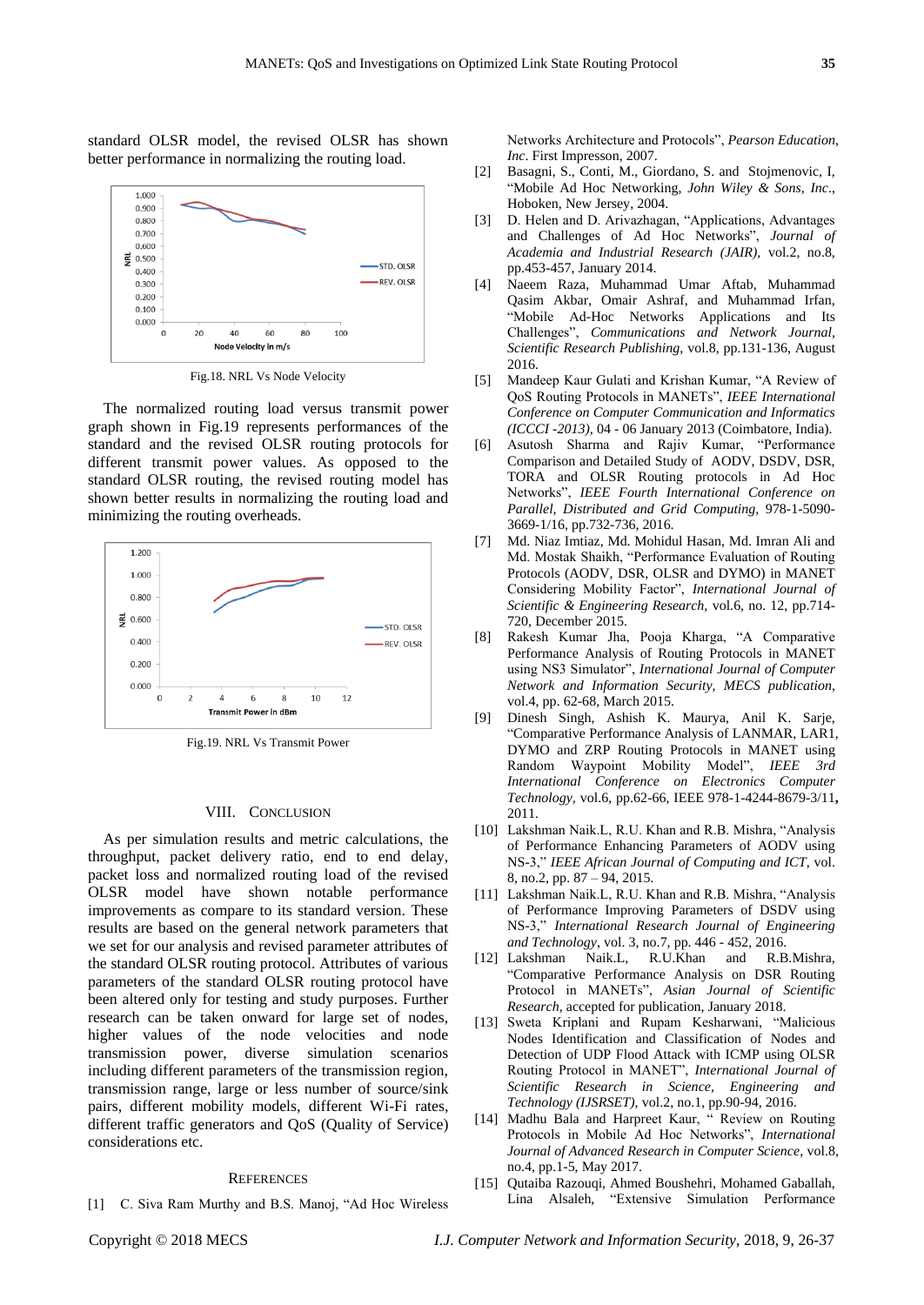standard OLSR model, the revised OLSR has shown better performance in normalizing the routing load.

Fig.18. NRL Vs Node Velocity

The normalized routing load versus transmit power graph shown in Fig.19 represents performances of the standard and the revised OLSR routing protocols for different transmit power values. As opposed to the standard OLSR routing, the revised routing model has shown better results in normalizing the routing load and minimizing the routing overheads.

Fig.19. NRL Vs Transmit Power

## VIII. Conclusion

As per simulation results and metric calculations, the throughput, packet delivery ratio, end to end delay, packet loss and normalized routing load of the revised OLSR model have shown notable performance improvements as compare to its standard version. These results are based on the general network parameters that we set for our analysis and revised parameter attributes of the standard OLSR routing protocol. Attributes of various parameters of the standard OLSR routing protocol have been altered only for testing and study purposes. Further research can be taken onward for large set of nodes, higher values of the node velocities and node transmission power, diverse simulation scenarios including different parameters of the transmission region, transmission range, large or less number of source/sink pairs, different mobility models, different Wi-Fi rates, different traffic generators and QoS (Quality of Service) considerations etc.

## References

[1] C. Siva Ram Murthy and B.S. Manoj, "Ad Hoc Wireless Networks Architecture and Protocols", *Pearson Education, Inc*. First Impression, 2007.

[2] Basagni, S., Conti, M., Giordano, S. and Stojmenovic, I, "Mobile Ad Hoc Networking, *John Wiley & Sons, Inc*., Hoboken, New Jersey, 2004.

[3] D. Helen and D. Arivazhagan, "Applications, Advantages and Challenges of Ad Hoc Networks", *Journal of Academia and Industrial Research (JAIR)*, vol.2, no.8, pp.453-457, January 2014.

[4] Naeem Raza, Muhammad Umar Aftab, Muhammad Qasim Akbar, Omair Ashraf, and Muhammad Irfan, "Mobile Ad-Hoc Networks Applications and Its Challenges", *Communications and Network Journal, Scientific Research Publishing*, vol.8, pp.131-136, August 2016.

[5] Mandeep Kaur Gulati and Krishan Kumar, "A Review of QoS Routing Protocols in MANETs", *IEEE International Conference on Computer Communication and Informatics (ICCCI -2013),* 04 - 06 January 2013 (Coimbatore, India).

[6] Asutosh Sharma and Rajiv Kumar, "Performance Comparison and Detailed Study of AODV, DSDV, DSR, TORA and OLSR Routing protocols in Ad Hoc Networks", *IEEE Fourth International Conference on Parallel, Distributed and Grid Computing*, 978-1-5090-3669-1/16, pp.732-736, 2016.

[7] Md. Niaz Imtiaz, Md. Mohidul Hasan, Md. Imran Ali and Md. Mostak Shaikh, "Performance Evaluation of Routing Protocols (AODV, DSR, OLSR and DYMO) in MANET Considering Mobility Factor", *International Journal of Scientific & Engineering Research,* vol.6, no. 12, pp.714-720, December 2015.

[8] Rakesh Kumar Jha, Pooja Kharga, "A Comparative Performance Analysis of Routing Protocols in MANET using NS3 Simulator", *International Journal of Computer Network and Information Security, MECS publication*, vol.4, pp. 62-68, March 2015.

[9] Dinesh Singh, Ashish K. Maurya, Anil K. Sarje, "Comparative Performance Analysis of LANMAR, LAR1, DYMO and ZRP Routing Protocols in MANET using Random Waypoint Mobility Model", *IEEE 3rd International Conference on Electronics Computer Technology,* vol.6, pp.62-66, IEEE 978-1-4244-8679-3/11**,** 2011.

[10] Lakshman Naik.L, R.U. Khan and R.B. Mishra, "Analysis of Performance Enhancing Parameters of AODV using NS-3," *IEEE African Journal of Computing and ICT*, vol. 8, no.2, pp. 87 – 94, 2015.

[11] Lakshman Naik.L, R.U. Khan and R.B. Mishra, "Analysis of Performance Improving Parameters of DSDV using NS-3," *International Research Journal of Engineering and Technology*, vol. 3, no.7, pp. 446 - 452, 2016.

[12] Lakshman Naik.L, R.U.Khan and R.B.Mishra, "Comparative Performance Analysis on DSR Routing Protocol in MANETs", *Asian Journal of Scientific Research,* accepted for publication, January 2018.

[13] Sweta Kriplani and Rupam Kesharwani, "Malicious Nodes Identification and Classification of Nodes and Detection of UDP Flood Attack with ICMP using OLSR Routing Protocol in MANET", *International Journal of Scientific Research in Science, Engineering and Technology (IJSRSET),* vol.2, no.1, pp.90-94, 2016.

[14] Madhu Bala and Harpreet Kaur, " Review on Routing Protocols in Mobile Ad Hoc Networks", *International Journal of Advanced Research in Computer Science*, vol.8, no.4, pp.1-5, May 2017.

[15] Qutaiba Razouqi, Ahmed Boushehri, Mohamed Gaballah, Lina Alsaleh, "Extensive Simulation Performance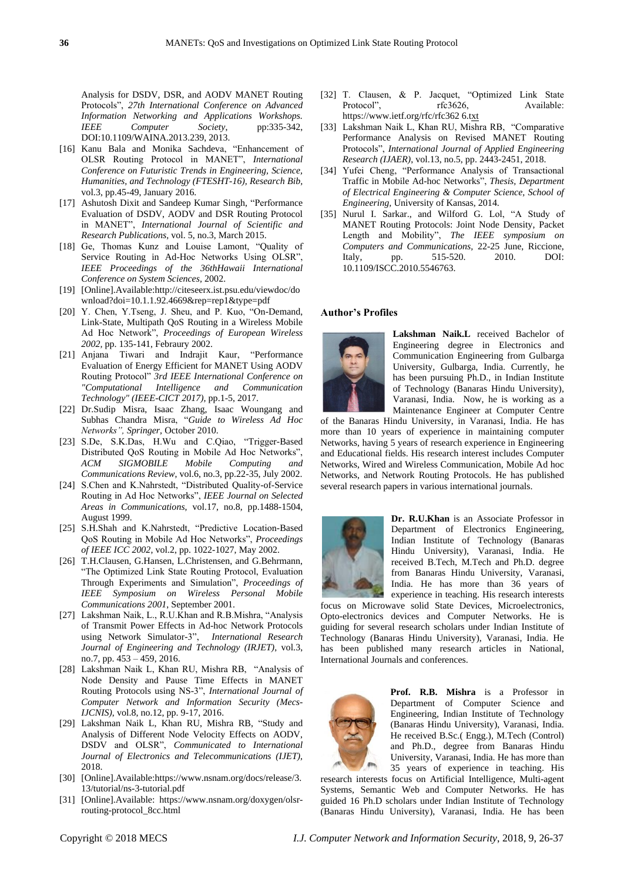Analysis for DSDV, DSR, and AODV MANET Routing Protocols", *27th International Conference on Advanced Information Networking and Applications Workshops. IEEE Computer Society*, pp:335-342, DOI:10.1109/WAINA.2013.239, 2013.

[16] Kanu Bala and Monika Sachdeva, "Enhancement of OLSR Routing Protocol in MANET", *International Conference on Futuristic Trends in Engineering, Science, Humanities, and Technology (FTESHT-16), Research Bib*, vol.3, pp.45-49, January 2016.

[17] Ashutosh Dixit and Sandeep Kumar Singh, "Performance Evaluation of DSDV, AODV and DSR Routing Protocol in MANET", *International Journal of Scientific and Research Publications*, vol. 5, no.3, March 2015.

[18] Ge, Thomas Kunz and Louise Lamont, "Quality of Service Routing in Ad-Hoc Networks Using OLSR", *IEEE Proceedings of the 36thHawaii International Conference on System Sciences*, 2002.

[19] [Online].Available:http://citeseerx.ist.psu.edu/viewdoc/download?doi=10.1.1.92.4669&rep=rep1&type=pdf

[20] Y. Chen, Y.Tseng, J. Sheu, and P. Kuo, "On-Demand, Link-State, Multipath QoS Routing in a Wireless Mobile Ad Hoc Network", *Proceedings of European Wireless 2002*, pp. 135-141, Febraury 2002.

[21] Anjana Tiwari and Indrajit Kaur, "Performance Evaluation of Energy Efficient for MANET Using AODV Routing Protocol" *3rd IEEE International Conference on "Computational Intelligence and Communication Technology" (IEEE-CICT 2017)*, pp.1-5, 2017.

[22] Dr.Sudip Misra, Isaac Zhang, Isaac Woungang and Subhas Chandra Misra, "*Guide to Wireless Ad Hoc Networks", Springer*, October 2010.

[23] S.De, S.K.Das, H.Wu and C.Qiao, "Trigger-Based Distributed QoS Routing in Mobile Ad Hoc Networks", *ACM SIGMOBILE Mobile Computing and Communications Review*, vol.6, no.3, pp.22-35, July 2002.

[24] S.Chen and K.Nahrstedt, "Distributed Quality-of-Service Routing in Ad Hoc Networks", *IEEE Journal on Selected Areas in Communications*, vol.17, no.8, pp.1488-1504, August 1999.

[25] S.H.Shah and K.Nahrstedt, "Predictive Location-Based QoS Routing in Mobile Ad Hoc Networks", *Proceedings of IEEE ICC 2002*, vol.2, pp. 1022-1027, May 2002.

[26] T.H.Clausen, G.Hansen, L.Christensen, and G.Behrmann, "The Optimized Link State Routing Protocol, Evaluation Through Experiments and Simulation", *Proceedings of IEEE Symposium on Wireless Personal Mobile Communications 2001*, September 2001.

[27] Lakshman Naik, L., R.U.Khan and R.B.Mishra, "Analysis of Transmit Power Effects in Ad-hoc Network Protocols using Network Simulator-3", *International Research Journal of Engineering and Technology (IRJET)*, vol.3, no.7, pp. 453 – 459, 2016.

[28] Lakshman Naik L, Khan RU, Mishra RB, "Analysis of Node Density and Pause Time Effects in MANET Routing Protocols using NS-3", *International Journal of Computer Network and Information Security (Mecs-IJCNIS)*, vol.8, no.12, pp. 9-17, 2016.

[29] Lakshman Naik L, Khan RU, Mishra RB, "Study and Analysis of Different Node Velocity Effects on AODV, DSDV and OLSR", *Communicated to International Journal of Electronics and Telecommunications (IJET)*, 2018.

[30] [Online].Available:https://www.nsnam.org/docs/release/3.13/tutorial/ns-3-tutorial.pdf

[31] [Online].Available: https://www.nsnam.org/doxygen/olsr-routing-protocol_8cc.html

[32] T. Clausen, & P. Jacquet, "Optimized Link State Protocol", rfc3626, Available: https://www.ietf.org/rfc/rfc362 6.txt

[33] Lakshman Naik L, Khan RU, Mishra RB, "Comparative Performance Analysis on Revised MANET Routing Protocols", *International Journal of Applied Engineering Research (IJAER)*, vol.13, no.5, pp. 2443-2451, 2018.

[34] Yufei Cheng, "Performance Analysis of Transactional Traffic in Mobile Ad-hoc Networks", *Thesis, Department of Electrical Engineering & Computer Science, School of Engineering*, University of Kansas, 2014.

[35] Nurul I. Sarkar., and Wilford G. Lol, "A Study of MANET Routing Protocols: Joint Node Density, Packet Length and Mobility", *The IEEE symposium on Computers and Communications*, 22-25 June, Riccione, Italy, pp. 515-520. 2010. DOI: 10.1109/ISCC.2010.5546763.

## Author's Profiles

**Lakshman Naik.L** received Bachelor of Engineering degree in Electronics and Communication Engineering from Gulbarga University, Gulbarga, India. Currently, he has been pursuing Ph.D., in Indian Institute of Technology (Banaras Hindu University), Varanasi, India. Now, he is working as a Maintenance Engineer at Computer Centre of the Banaras Hindu University, in Varanasi, India. He has more than 10 years of experience in maintaining computer Networks, having 5 years of research experience in Engineering and Educational fields. His research interest includes Computer Networks, Wired and Wireless Communication, Mobile Ad hoc Networks, and Network Routing Protocols. He has published several research papers in various international journals.

**Dr. R.U.Khan** is an Associate Professor in Department of Electronics Engineering, Indian Institute of Technology (Banaras Hindu University), Varanasi, India. He received B.Tech, M.Tech and Ph.D. degree from Banaras Hindu University, Varanasi, India. He has more than 36 years of experience in teaching. His research interests focus on Microwave solid State Devices, Microelectronics, Opto-electronics devices and Computer Networks. He is guiding for several research scholars under Indian Institute of Technology (Banaras Hindu University), Varanasi, India. He has been published many research articles in National, International Journals and conferences.

**Prof. R.B. Mishra** is a Professor in Department of Computer Science and Engineering, Indian Institute of Technology (Banaras Hindu University), Varanasi, India. He received B.Sc.( Engg.), M.Tech (Control) and Ph.D., degree from Banaras Hindu University, Varanasi, India. He has more than 35 years of experience in teaching. His research interests focus on Artificial Intelligence, Multi-agent Systems, Semantic Web and Computer Networks. He has guided 16 Ph.D scholars under Indian Institute of Technology (Banaras Hindu University), Varanasi, India. He has been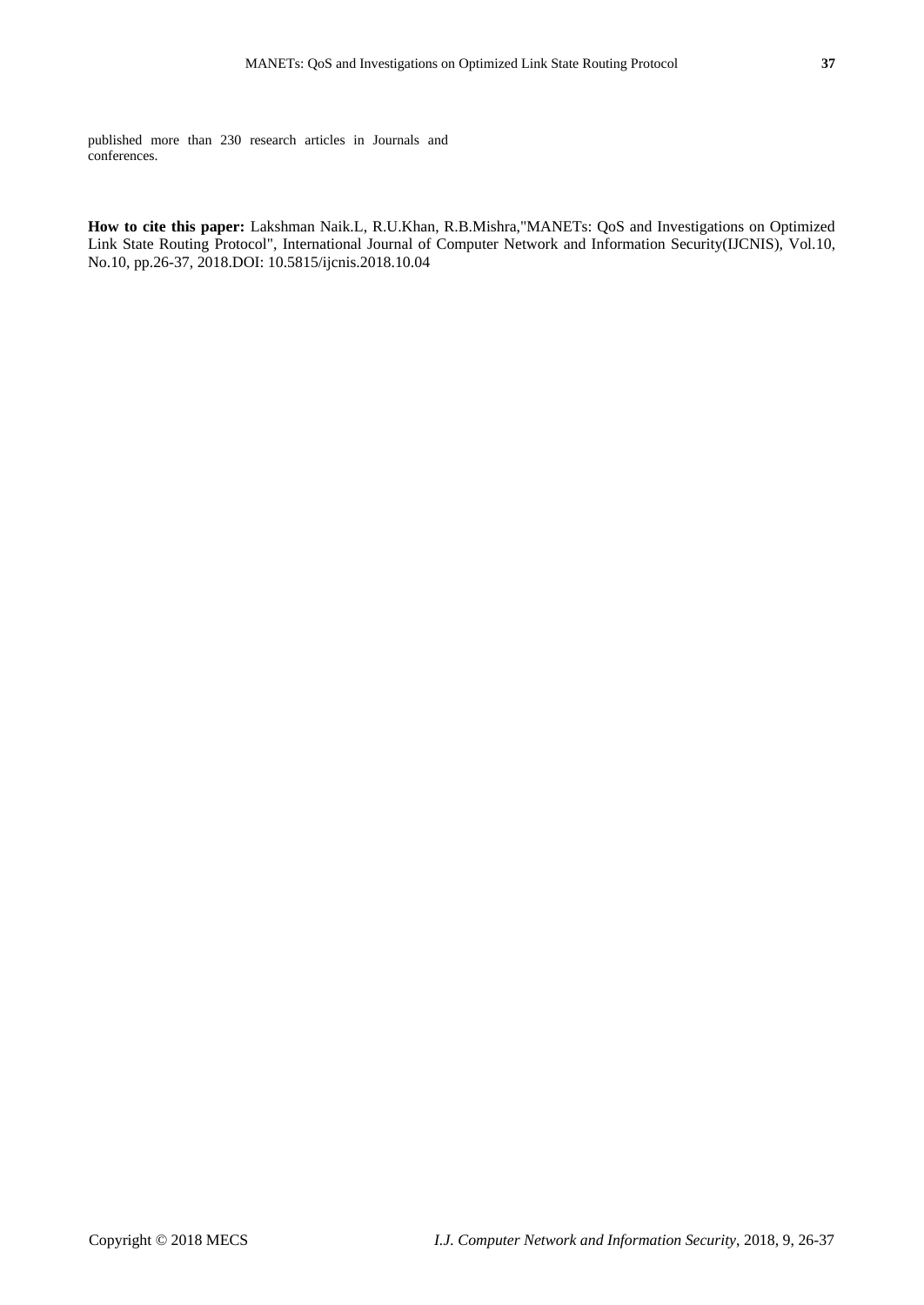published more than 230 research articles in Journals and conferences.

**How to cite this paper:** Lakshman Naik.L, R.U.Khan, R.B.Mishra,"MANETs: QoS and Investigations on Optimized Link State Routing Protocol", International Journal of Computer Network and Information Security(IJCNIS), Vol.10, No.10, pp.26-37, 2018.DOI: 10.5815/ijcnis.2018.10.04